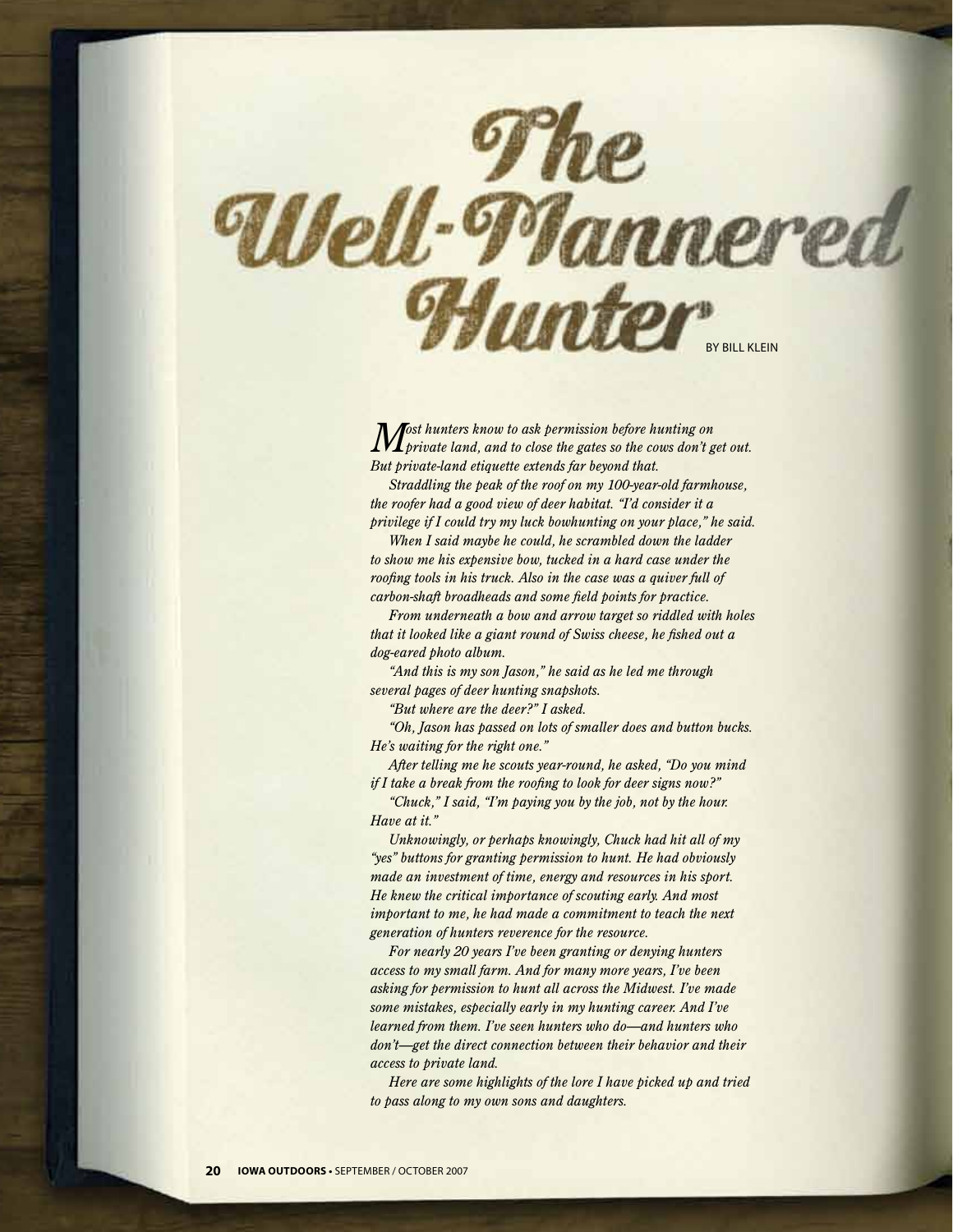# The Well-Mannered Hunter

BY BILL KLEIN

*Most hunters know to ask permission before hunting on private land, and to close the gates so the cows don't get out. But private-land etiquette extends far beyond that.*

*Straddling the peak of the roof on my 100-year-old farmhouse, the roofer had a good view of deer habitat. "I'd consider it a privilege if I could try my luck bowhunting on your place," he said.*

*When I said maybe he could, he scrambled down the ladder to show me his expensive bow, tucked in a hard case under the roofing tools in his truck. Also in the case was a quiver full of carbon-shaft broadheads and some field points for practice.*

*From underneath a bow and arrow target so riddled with holes that it looked like a giant round of Swiss cheese, he fished out a dog-eared photo album.*

*"And this is my son Jason," he said as he led me through several pages of deer hunting snapshots.*

*"But where are the deer?" I asked.*

*"Oh, Jason has passed on lots of smaller does and button bucks. He's waiting for the right one."*

*After telling me he scouts year-round, he asked, "Do you mind if I take a break from the roofing to look for deer signs now?"*

*"Chuck," I said, "I'm paying you by the job, not by the hour. Have at it."*

*Unknowingly, or perhaps knowingly, Chuck had hit all of my "yes" buttons for granting permission to hunt. He had obviously made an investment of time, energy and resources in his sport. He knew the critical importance of scouting early. And most important to me, he had made a commitment to teach the next generation of hunters reverence for the resource.*

*For nearly 20 years I've been granting or denying hunters access to my small farm. And for many more years, I've been asking for permission to hunt all across the Midwest. I've made some mistakes, especially early in my hunting career. And I've learned from them. I've seen hunters who do—and hunters who don't—get the direct connection between their behavior and their access to private land.*

*Here are some highlights of the lore I have picked up and tried to pass along to my own sons and daughters.*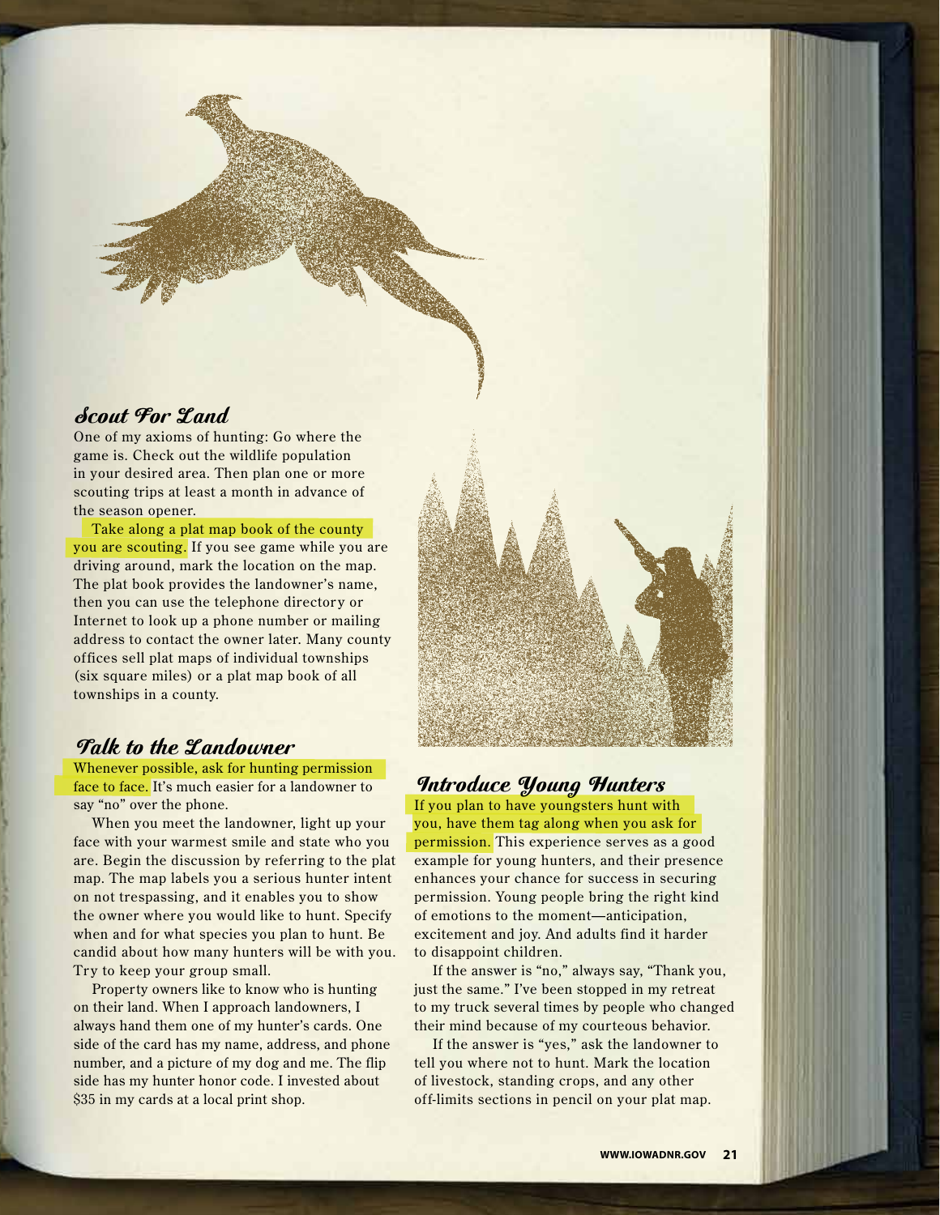## *Scout For Land*

One of my axioms of hunting: Go where the game is. Check out the wildlife population in your desired area. Then plan one or more scouting trips at least a month in advance of the season opener.

Take along a plat map book of the county you are scouting. If you see game while you are driving around, mark the location on the map. The plat book provides the landowner's name, then you can use the telephone directory or Internet to look up a phone number or mailing address to contact the owner later. Many county offices sell plat maps of individual townships (six square miles) or a plat map book of all townships in a county.

## *Talk to the Landowner*

Whenever possible, ask for hunting permission face to face. It's much easier for a landowner to say "no" over the phone.

When you meet the landowner, light up your face with your warmest smile and state who you are. Begin the discussion by referring to the plat map. The map labels you a serious hunter intent on not trespassing, and it enables you to show the owner where you would like to hunt. Specify when and for what species you plan to hunt. Be candid about how many hunters will be with you. Try to keep your group small.

Property owners like to know who is hunting on their land. When I approach landowners, I always hand them one of my hunter's cards. One side of the card has my name, address, and phone number, and a picture of my dog and me. The flip side has my hunter honor code. I invested about $35 in my cards at a local print shop.

## *Introduce Young Hunters*

If you plan to have youngsters hunt with you, have them tag along when you ask for permission. This experience serves as a good example for young hunters, and their presence enhances your chance for success in securing permission. Young people bring the right kind of emotions to the moment—anticipation, excitement and joy. And adults find it harder to disappoint children.

If the answer is "no," always say, "Thank you, just the same." I've been stopped in my retreat to my truck several times by people who changed their mind because of my courteous behavior.

If the answer is "yes," ask the landowner to tell you where not to hunt. Mark the location of livestock, standing crops, and any other off-limits sections in pencil on your plat map.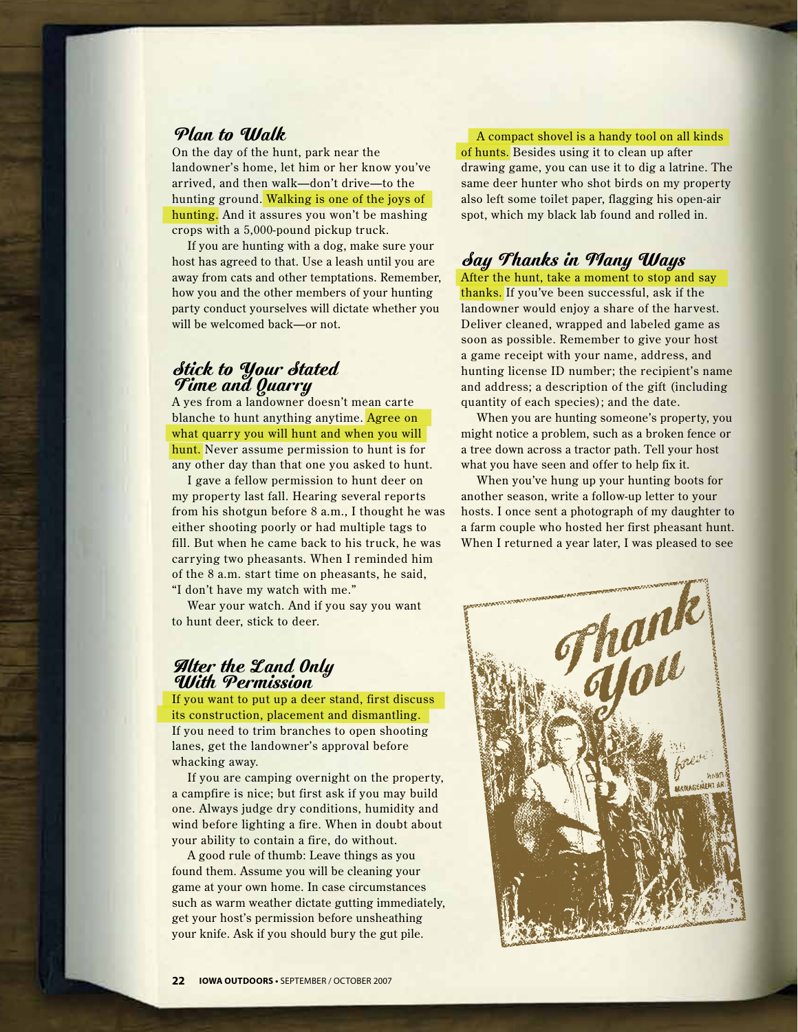## Plan to Walk

On the day of the hunt, park near the landowner's home, let him or her know you've arrived, and then walk—don't drive—to the hunting ground. Walking is one of the joys of hunting. And it assures you won't be mashing crops with a 5,000-pound pickup truck.

If you are hunting with a dog, make sure your host has agreed to that. Use a leash until you are away from cats and other temptations. Remember, how you and the other members of your hunting party conduct yourselves will dictate whether you will be welcomed back—or not.

## Stick to Your Stated Time and Quarry

A yes from a landowner doesn't mean carte blanche to hunt anything anytime. Agree on what quarry you will hunt and when you will hunt. Never assume permission to hunt is for any other day than that one you asked to hunt.

I gave a fellow permission to hunt deer on my property last fall. Hearing several reports from his shotgun before 8 a.m., I thought he was either shooting poorly or had multiple tags to fill. But when he came back to his truck, he was carrying two pheasants. When I reminded him of the 8 a.m. start time on pheasants, he said, "I don't have my watch with me."

Wear your watch. And if you say you want to hunt deer, stick to deer.

## Alter the Land Only With Permission

If you want to put up a deer stand, first discuss its construction, placement and dismantling. If you need to trim branches to open shooting lanes, get the landowner's approval before whacking away.

If you are camping overnight on the property, a campfire is nice; but first ask if you may build one. Always judge dry conditions, humidity and wind before lighting a fire. When in doubt about your ability to contain a fire, do without.

A good rule of thumb: Leave things as you found them. Assume you will be cleaning your game at your own home. In case circumstances such as warm weather dictate gutting immediately, get your host's permission before unsheathing your knife. Ask if you should bury the gut pile.

A compact shovel is a handy tool on all kinds of hunts. Besides using it to clean up after drawing game, you can use it to dig a latrine. The same deer hunter who shot birds on my property also left some toilet paper, flagging his open-air spot, which my black lab found and rolled in.

## Say Thanks in Many Ways

After the hunt, take a moment to stop and say thanks. If you've been successful, ask if the landowner would enjoy a share of the harvest. Deliver cleaned, wrapped and labeled game as soon as possible. Remember to give your host a game receipt with your name, address, and hunting license ID number; the recipient's name and address; a description of the gift (including quantity of each species); and the date.

When you are hunting someone's property, you might notice a problem, such as a broken fence or a tree down across a tractor path. Tell your host what you have seen and offer to help fix it.

When you've hung up your hunting boots for another season, write a follow-up letter to your hosts. I once sent a photograph of my daughter to a farm couple who hosted her first pheasant hunt. When I returned a year later, I was pleased to see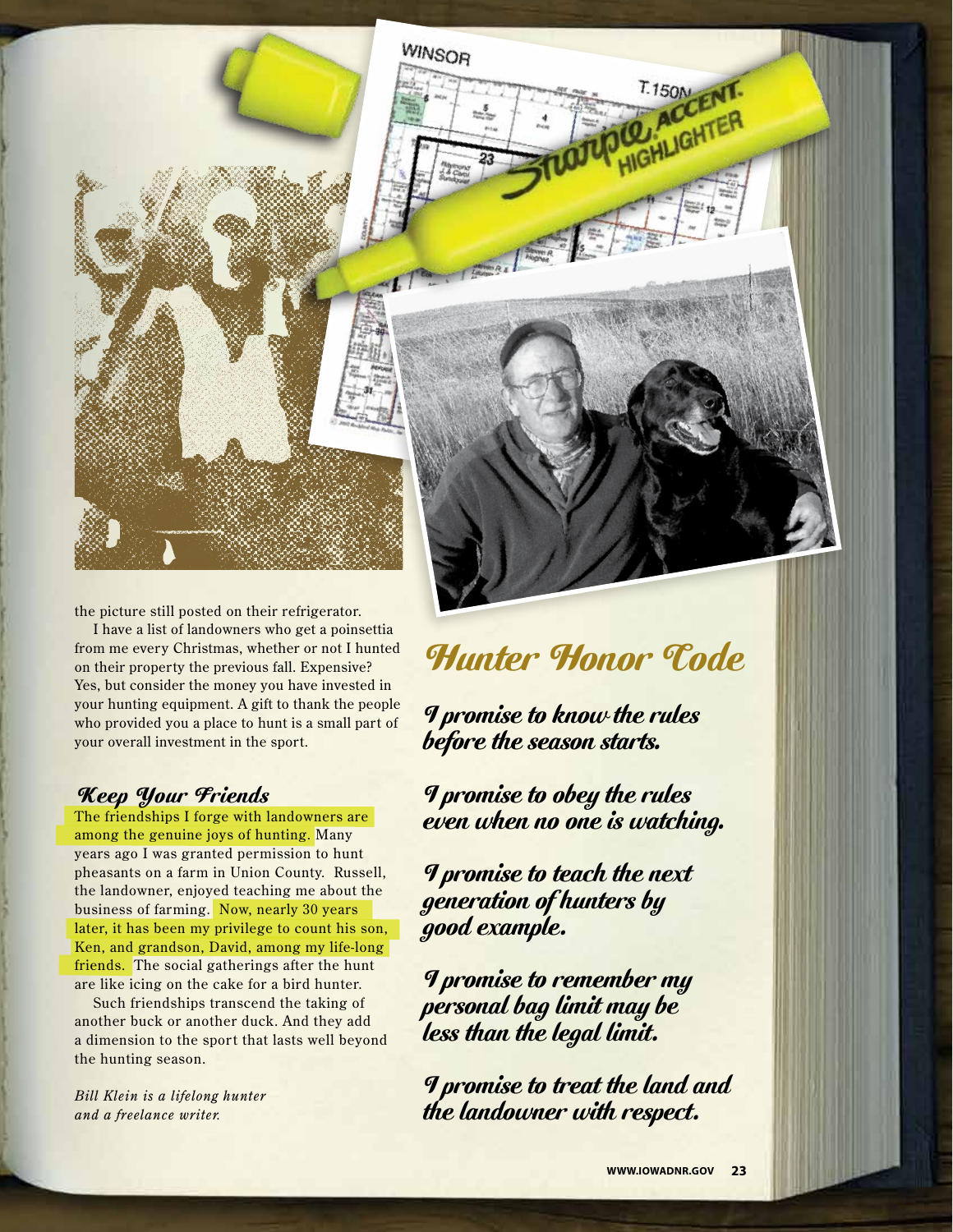the picture still posted on their refrigerator.

I have a list of landowners who get a poinsettia from me every Christmas, whether or not I hunted on their property the previous fall. Expensive? Yes, but consider the money you have invested in your hunting equipment. A gift to thank the people who provided you a place to hunt is a small part of your overall investment in the sport.

## Keep Your Friends

The friendships I forge with landowners are among the genuine joys of hunting. Many years ago I was granted permission to hunt pheasants on a farm in Union County. Russell, the landowner, enjoyed teaching me about the business of farming. Now, nearly 30 years later, it has been my privilege to count his son, Ken, and grandson, David, among my life-long friends. The social gatherings after the hunt are like icing on the cake for a bird hunter.

Such friendships transcend the taking of another buck or another duck. And they add a dimension to the sport that lasts well beyond the hunting season.

*Bill Klein is a lifelong hunter and a freelance writer.*

## Hunter Honor Code

***I promise to know the rules before the season starts.***

***I promise to obey the rules even when no one is watching.***

***I promise to teach the next generation of hunters by good example.***

***I promise to remember my personal bag limit may be less than the legal limit.***

***I promise to treat the land and the landowner with respect.***